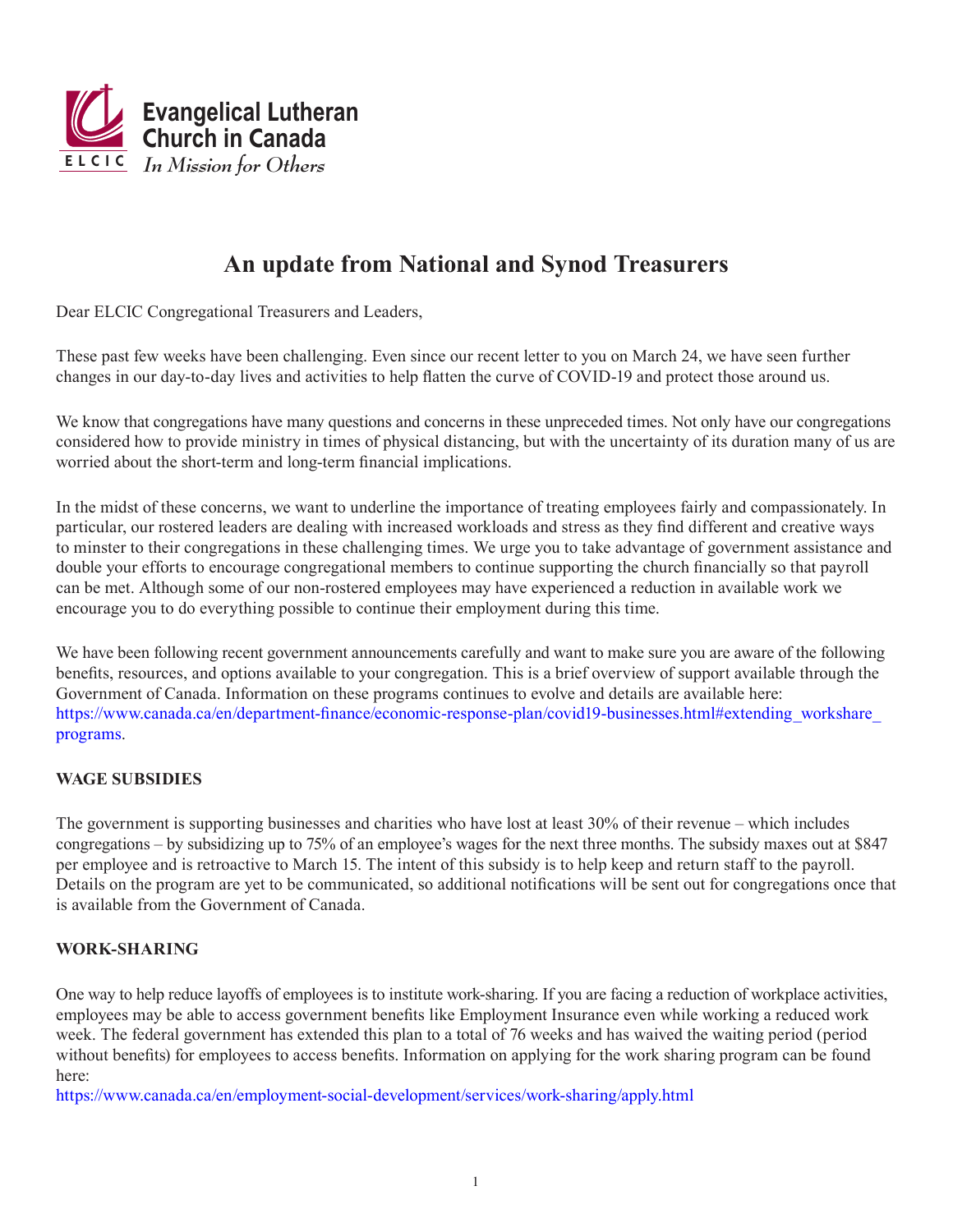Evangelical Lutheran Church in Canada

ELCIC *In Mission for Others*

# An update from National and Synod Treasurers

Dear ELCIC Congregational Treasurers and Leaders,

These past few weeks have been challenging. Even since our recent letter to you on March 24, we have seen further changes in our day-to-day lives and activities to help flatten the curve of COVID-19 and protect those around us.

We know that congregations have many questions and concerns in these unprecedented times. Not only have our congregations considered how to provide ministry in times of physical distancing, but with the uncertainty of its duration many of us are worried about the short-term and long-term financial implications.

In the midst of these concerns, we want to underline the importance of treating employees fairly and compassionately. In particular, our rostered leaders are dealing with increased workloads and stress as they find different and creative ways to minster to their congregations in these challenging times. We urge you to take advantage of government assistance and double your efforts to encourage congregational members to continue supporting the church financially so that payroll can be met. Although some of our non-rostered employees may have experienced a reduction in available work we encourage you to do everything possible to continue their employment during this time.

We have been following recent government announcements carefully and want to make sure you are aware of the following benefits, resources, and options available to your congregation. This is a brief overview of support available through the Government of Canada. Information on these programs continues to evolve and details are available here: https://www.canada.ca/en/department-finance/economic-response-plan/covid19-businesses.html#extending_workshare_programs.

**WAGE SUBSIDIES**

The government is supporting businesses and charities who have lost at least 30% of their revenue – which includes congregations – by subsidizing up to 75% of an employee's wages for the next three months. The subsidy maxes out at $847 per employee and is retroactive to March 15. The intent of this subsidy is to help keep and return staff to the payroll. Details on the program are yet to be communicated, so additional notifications will be sent out for congregations once that is available from the Government of Canada.

**WORK-SHARING**

One way to help reduce layoffs of employees is to institute work-sharing. If you are facing a reduction of workplace activities, employees may be able to access government benefits like Employment Insurance even while working a reduced work week. The federal government has extended this plan to a total of 76 weeks and has waived the waiting period (period without benefits) for employees to access benefits. Information on applying for the work sharing program can be found here:
https://www.canada.ca/en/employment-social-development/services/work-sharing/apply.html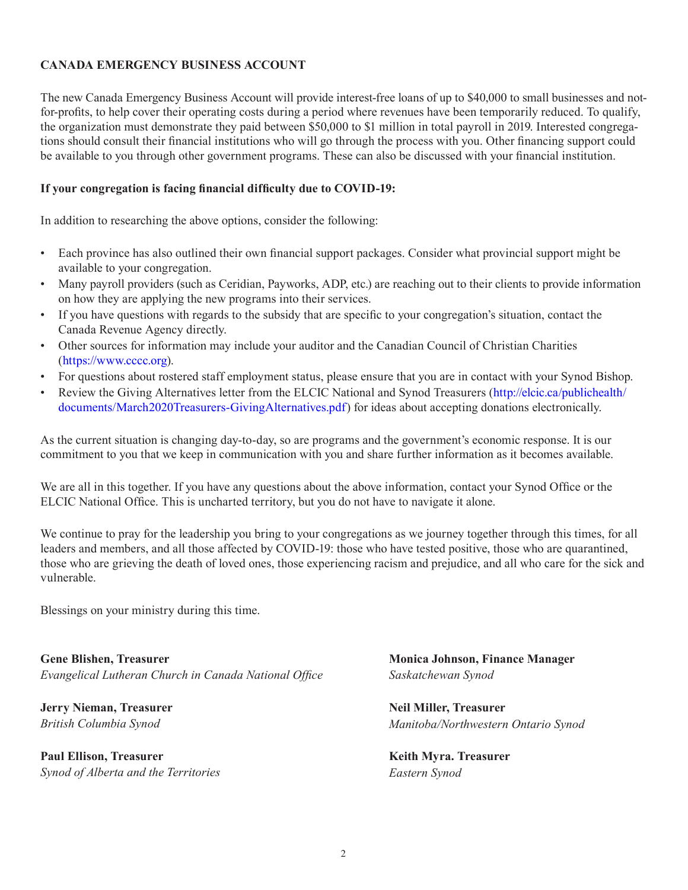**CANADA EMERGENCY BUSINESS ACCOUNT**

The new Canada Emergency Business Account will provide interest-free loans of up to $40,000 to small businesses and not-for-profits, to help cover their operating costs during a period where revenues have been temporarily reduced. To qualify, the organization must demonstrate they paid between $50,000 to $1 million in total payroll in 2019. Interested congregations should consult their financial institutions who will go through the process with you. Other financing support could be available to you through other government programs. These can also be discussed with your financial institution.

**If your congregation is facing financial difficulty due to COVID-19:**

In addition to researching the above options, consider the following:

- Each province has also outlined their own financial support packages. Consider what provincial support might be available to your congregation.
- Many payroll providers (such as Ceridian, Payworks, ADP, etc.) are reaching out to their clients to provide information on how they are applying the new programs into their services.
- If you have questions with regards to the subsidy that are specific to your congregation's situation, contact the Canada Revenue Agency directly.
- Other sources for information may include your auditor and the Canadian Council of Christian Charities (https://www.cccc.org).
- For questions about rostered staff employment status, please ensure that you are in contact with your Synod Bishop.
- Review the Giving Alternatives letter from the ELCIC National and Synod Treasurers (http://elcic.ca/publichealth/documents/March2020Treasurers-GivingAlternatives.pdf) for ideas about accepting donations electronically.

As the current situation is changing day-to-day, so are programs and the government's economic response. It is our commitment to you that we keep in communication with you and share further information as it becomes available.

We are all in this together. If you have any questions about the above information, contact your Synod Office or the ELCIC National Office. This is uncharted territory, but you do not have to navigate it alone.

We continue to pray for the leadership you bring to your congregations as we journey together through this times, for all leaders and members, and all those affected by COVID-19: those who have tested positive, those who are quarantined, those who are grieving the death of loved ones, those experiencing racism and prejudice, and all who care for the sick and vulnerable.

Blessings on your ministry during this time.

**Gene Blishen, Treasurer**
*Evangelical Lutheran Church in Canada National Office*

**Jerry Nieman, Treasurer**
*British Columbia Synod*

**Paul Ellison, Treasurer**
*Synod of Alberta and the Territories*

**Monica Johnson, Finance Manager**
*Saskatchewan Synod*

**Neil Miller, Treasurer**
*Manitoba/Northwestern Ontario Synod*

**Keith Myra. Treasurer**
*Eastern Synod*